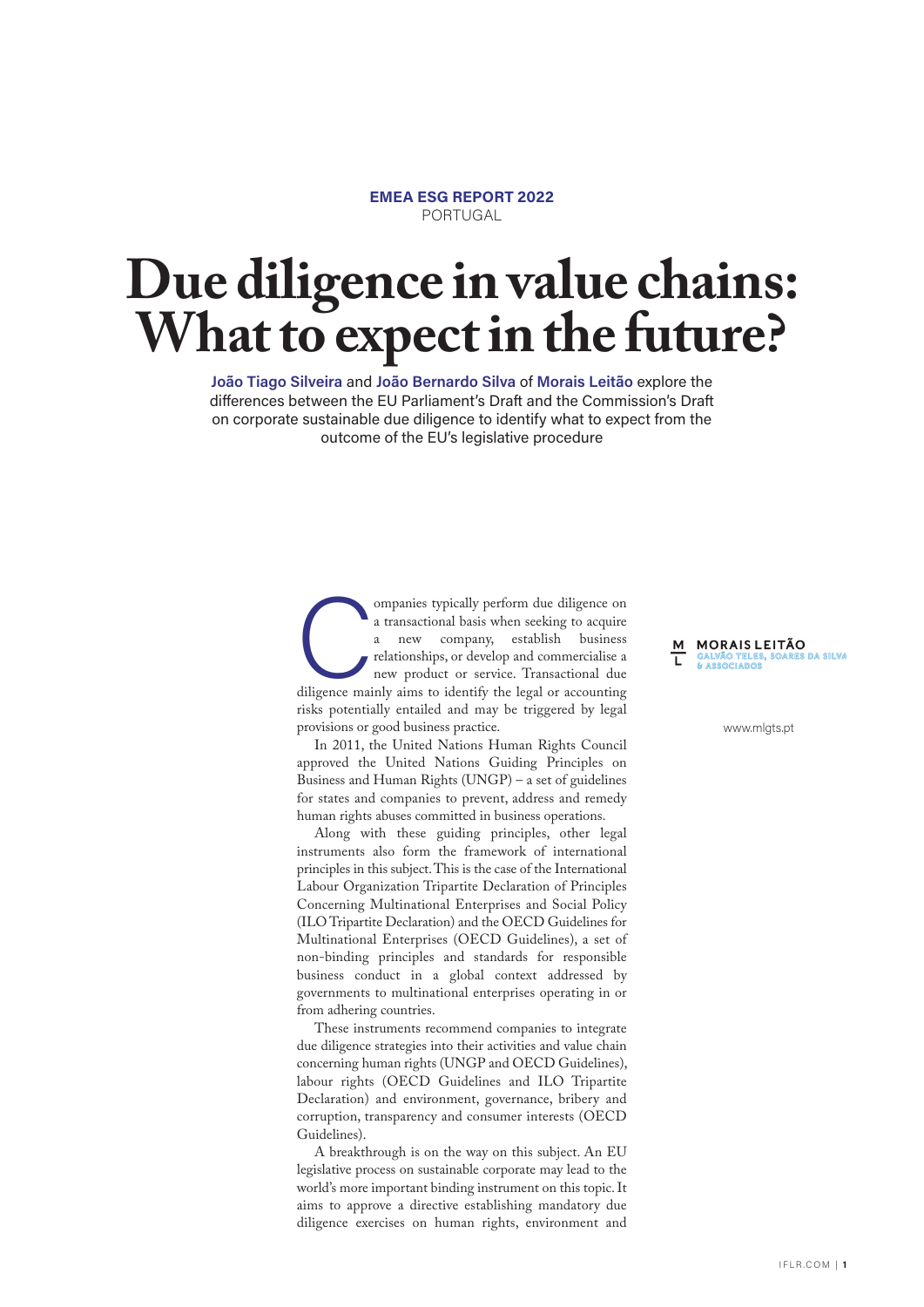**EMEA ESG REPORT 2022**
PORTUGAL

# Due diligence in value chains: What to expect in the future?

**João Tiago Silveira** and **João Bernardo Silva** of **Morais Leitão** explore the differences between the EU Parliament's Draft and the Commission's Draft on corporate sustainable due diligence to identify what to expect from the outcome of the EU's legislative procedure

MORAIS LEITÃO
GALVÃO TELES, SOARES DA SILVA & ASSOCIADOS

www.mlgts.pt

Companies typically perform due diligence on a transactional basis when seeking to acquire a new company, establish business relationships, or develop and commercialise a new product or service. Transactional due diligence mainly aims to identify the legal or accounting risks potentially entailed and may be triggered by legal provisions or good business practice.

In 2011, the United Nations Human Rights Council approved the United Nations Guiding Principles on Business and Human Rights (UNGP) – a set of guidelines for states and companies to prevent, address and remedy human rights abuses committed in business operations.

Along with these guiding principles, other legal instruments also form the framework of international principles in this subject. This is the case of the International Labour Organization Tripartite Declaration of Principles Concerning Multinational Enterprises and Social Policy (ILO Tripartite Declaration) and the OECD Guidelines for Multinational Enterprises (OECD Guidelines), a set of non-binding principles and standards for responsible business conduct in a global context addressed by governments to multinational enterprises operating in or from adhering countries.

These instruments recommend companies to integrate due diligence strategies into their activities and value chain concerning human rights (UNGP and OECD Guidelines), labour rights (OECD Guidelines and ILO Tripartite Declaration) and environment, governance, bribery and corruption, transparency and consumer interests (OECD Guidelines).

A breakthrough is on the way on this subject. An EU legislative process on sustainable corporate may lead to the world's more important binding instrument on this topic. It aims to approve a directive establishing mandatory due diligence exercises on human rights, environment and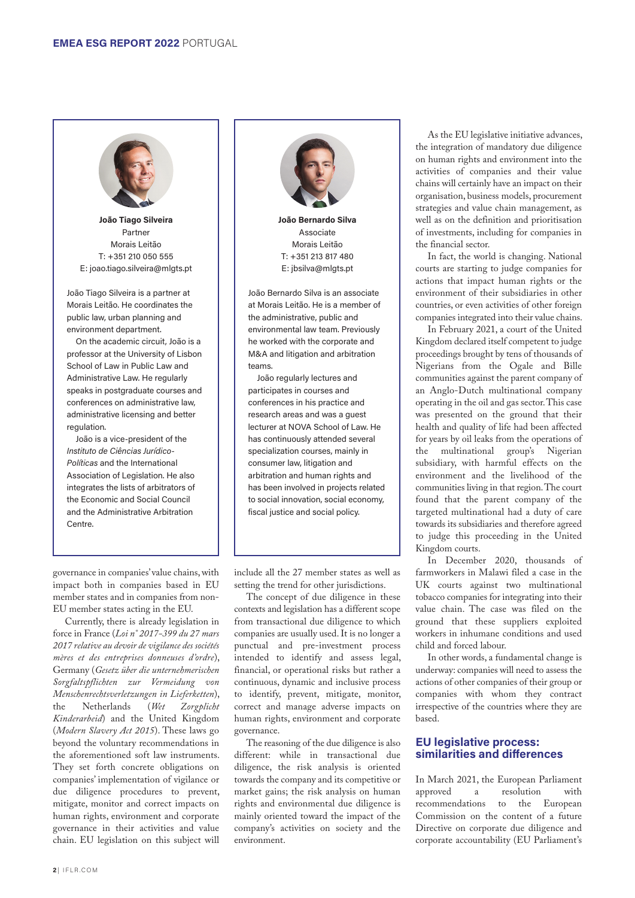**João Tiago Silveira**
Partner
Morais Leitão
T: +351 210 050 555
E: joao.tiago.silveira@mlgts.pt

João Tiago Silveira is a partner at Morais Leitão. He coordinates the public law, urban planning and environment department.

On the academic circuit, João is a professor at the University of Lisbon School of Law in Public Law and Administrative Law. He regularly speaks in postgraduate courses and conferences on administrative law, administrative licensing and better regulation.

João is a vice-president of the *Instituto de Ciências Jurídico-Políticas* and the International Association of Legislation. He also integrates the lists of arbitrators of the Economic and Social Council and the Administrative Arbitration Centre.

**João Bernardo Silva**
Associate
Morais Leitão
T: +351 213 817 480
E: jbsilva@mlgts.pt

João Bernardo Silva is an associate at Morais Leitão. He is a member of the administrative, public and environmental law team. Previously he worked with the corporate and M&A and litigation and arbitration teams.

João regularly lectures and participates in courses and conferences in his practice and research areas and was a guest lecturer at NOVA School of Law. He has continuously attended several specialization courses, mainly in consumer law, litigation and arbitration and human rights and has been involved in projects related to social innovation, social economy, fiscal justice and social policy.

governance in companies' value chains, with impact both in companies based in EU member states and in companies from non-EU member states acting in the EU.

Currently, there is already legislation in force in France (*Loi n° 2017-399 du 27 mars 2017 relative au devoir de vigilance des sociétés mères et des entreprises donneuses d'ordre*), Germany (*Gesetz über die unternehmerischen Sorgfaltspflichten zur Vermeidung von Menschenrechtsverletzungen in Lieferketten*), the Netherlands (*Wet Zorgplicht Kinderarbeid*) and the United Kingdom (*Modern Slavery Act 2015*). These laws go beyond the voluntary recommendations in the aforementioned soft law instruments. They set forth concrete obligations on companies' implementation of vigilance or due diligence procedures to prevent, mitigate, monitor and correct impacts on human rights, environment and corporate governance in their activities and value chain. EU legislation on this subject will include all the 27 member states as well as setting the trend for other jurisdictions.

The concept of due diligence in these contexts and legislation has a different scope from transactional due diligence to which companies are usually used. It is no longer a punctual and pre-investment process intended to identify and assess legal, financial, or operational risks but rather a continuous, dynamic and inclusive process to identify, prevent, mitigate, monitor, correct and manage adverse impacts on human rights, environment and corporate governance.

The reasoning of the due diligence is also different: while in transactional due diligence, the risk analysis is oriented towards the company and its competitive or market gains; the risk analysis on human rights and environmental due diligence is mainly oriented toward the impact of the company's activities on society and the environment.

As the EU legislative initiative advances, the integration of mandatory due diligence on human rights and environment into the activities of companies and their value chains will certainly have an impact on their organisation, business models, procurement strategies and value chain management, as well as on the definition and prioritisation of investments, including for companies in the financial sector.

In fact, the world is changing. National courts are starting to judge companies for actions that impact human rights or the environment of their subsidiaries in other countries, or even activities of other foreign companies integrated into their value chains.

In February 2021, a court of the United Kingdom declared itself competent to judge proceedings brought by tens of thousands of Nigerians from the Ogale and Bille communities against the parent company of an Anglo-Dutch multinational company operating in the oil and gas sector. This case was presented on the ground that their health and quality of life had been affected for years by oil leaks from the operations of the multinational group's Nigerian subsidiary, with harmful effects on the environment and the livelihood of the communities living in that region. The court found that the parent company of the targeted multinational had a duty of care towards its subsidiaries and therefore agreed to judge this proceeding in the United Kingdom courts.

In December 2020, thousands of farmworkers in Malawi filed a case in the UK courts against two multinational tobacco companies for integrating into their value chain. The case was filed on the ground that these suppliers exploited workers in inhumane conditions and used child and forced labour.

In other words, a fundamental change is underway: companies will need to assess the actions of other companies of their group or companies with whom they contract irrespective of the countries where they are based.

## EU legislative process: similarities and differences

In March 2021, the European Parliament approved a resolution with recommendations to the European Commission on the content of a future Directive on corporate due diligence and corporate accountability (EU Parliament's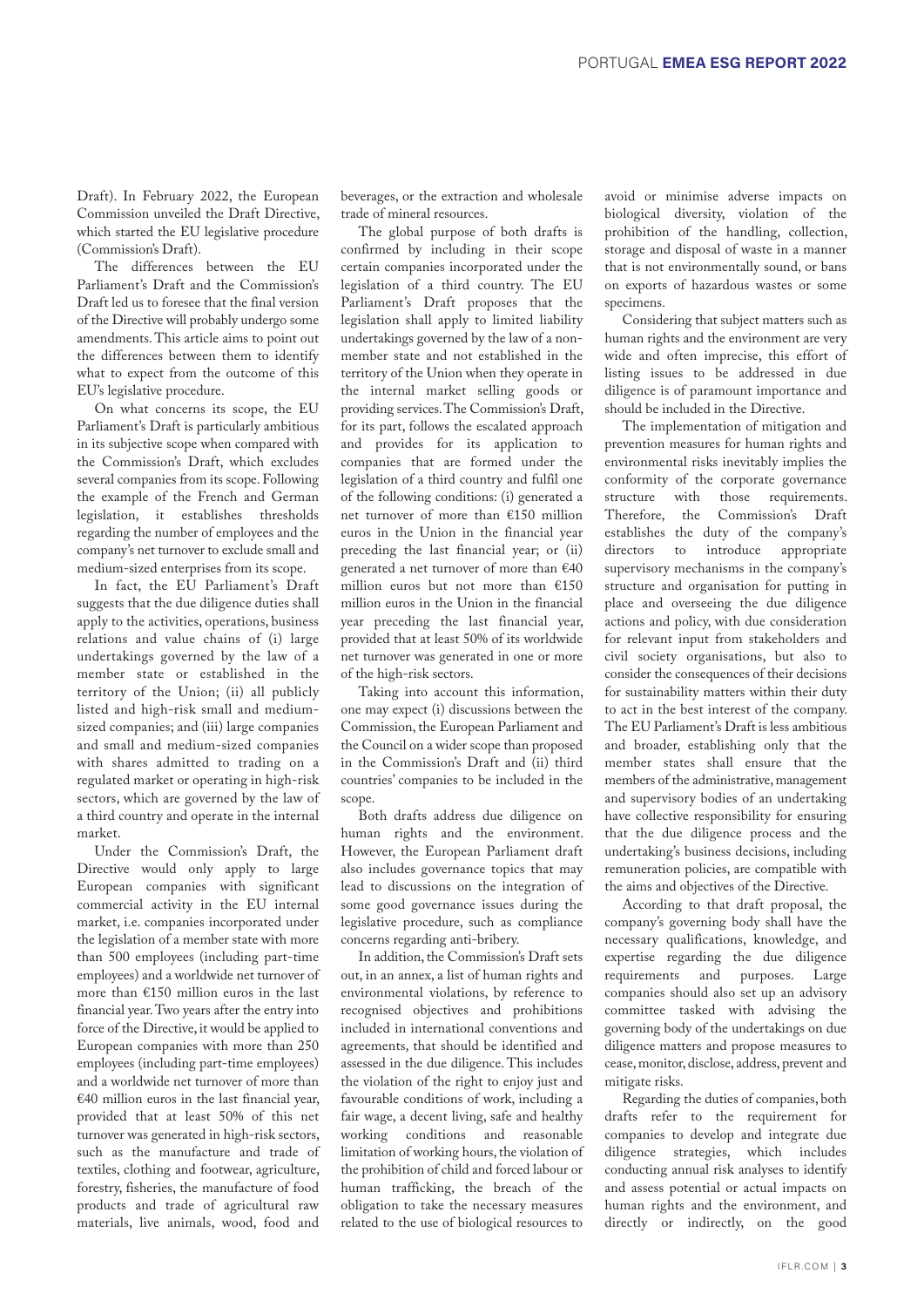Draft). In February 2022, the European Commission unveiled the Draft Directive, which started the EU legislative procedure (Commission's Draft).

The differences between the EU Parliament's Draft and the Commission's Draft led us to foresee that the final version of the Directive will probably undergo some amendments. This article aims to point out the differences between them to identify what to expect from the outcome of this EU's legislative procedure.

On what concerns its scope, the EU Parliament's Draft is particularly ambitious in its subjective scope when compared with the Commission's Draft, which excludes several companies from its scope. Following the example of the French and German legislation, it establishes thresholds regarding the number of employees and the company's net turnover to exclude small and medium-sized enterprises from its scope.

In fact, the EU Parliament's Draft suggests that the due diligence duties shall apply to the activities, operations, business relations and value chains of (i) large undertakings governed by the law of a member state or established in the territory of the Union; (ii) all publicly listed and high-risk small and medium-sized companies; and (iii) large companies and small and medium-sized companies with shares admitted to trading on a regulated market or operating in high-risk sectors, which are governed by the law of a third country and operate in the internal market.

Under the Commission's Draft, the Directive would only apply to large European companies with significant commercial activity in the EU internal market, i.e. companies incorporated under the legislation of a member state with more than 500 employees (including part-time employees) and a worldwide net turnover of more than €150 million euros in the last financial year. Two years after the entry into force of the Directive, it would be applied to European companies with more than 250 employees (including part-time employees) and a worldwide net turnover of more than €40 million euros in the last financial year, provided that at least 50% of this net turnover was generated in high-risk sectors, such as the manufacture and trade of textiles, clothing and footwear, agriculture, forestry, fisheries, the manufacture of food products and trade of agricultural raw materials, live animals, wood, food and beverages, or the extraction and wholesale trade of mineral resources.

The global purpose of both drafts is confirmed by including in their scope certain companies incorporated under the legislation of a third country. The EU Parliament's Draft proposes that the legislation shall apply to limited liability undertakings governed by the law of a non-member state and not established in the territory of the Union when they operate in the internal market selling goods or providing services. The Commission's Draft, for its part, follows the escalated approach and provides for its application to companies that are formed under the legislation of a third country and fulfil one of the following conditions: (i) generated a net turnover of more than €150 million euros in the Union in the financial year preceding the last financial year; or (ii) generated a net turnover of more than €40 million euros but not more than €150 million euros in the Union in the financial year preceding the last financial year, provided that at least 50% of its worldwide net turnover was generated in one or more of the high-risk sectors.

Taking into account this information, one may expect (i) discussions between the Commission, the European Parliament and the Council on a wider scope than proposed in the Commission's Draft and (ii) third countries' companies to be included in the scope.

Both drafts address due diligence on human rights and the environment. However, the European Parliament draft also includes governance topics that may lead to discussions on the integration of some good governance issues during the legislative procedure, such as compliance concerns regarding anti-bribery.

In addition, the Commission's Draft sets out, in an annex, a list of human rights and environmental violations, by reference to recognised objectives and prohibitions included in international conventions and agreements, that should be identified and assessed in the due diligence. This includes the violation of the right to enjoy just and favourable conditions of work, including a fair wage, a decent living, safe and healthy working conditions and reasonable limitation of working hours, the violation of the prohibition of child and forced labour or human trafficking, the breach of the obligation to take the necessary measures related to the use of biological resources to avoid or minimise adverse impacts on biological diversity, violation of the prohibition of the handling, collection, storage and disposal of waste in a manner that is not environmentally sound, or bans on exports of hazardous wastes or some specimens.

Considering that subject matters such as human rights and the environment are very wide and often imprecise, this effort of listing issues to be addressed in due diligence is of paramount importance and should be included in the Directive.

The implementation of mitigation and prevention measures for human rights and environmental risks inevitably implies the conformity of the corporate governance structure with those requirements. Therefore, the Commission's Draft establishes the duty of the company's directors to introduce appropriate supervisory mechanisms in the company's structure and organisation for putting in place and overseeing the due diligence actions and policy, with due consideration for relevant input from stakeholders and civil society organisations, but also to consider the consequences of their decisions for sustainability matters within their duty to act in the best interest of the company. The EU Parliament's Draft is less ambitious and broader, establishing only that the member states shall ensure that the members of the administrative, management and supervisory bodies of an undertaking have collective responsibility for ensuring that the due diligence process and the undertaking's business decisions, including remuneration policies, are compatible with the aims and objectives of the Directive.

According to that draft proposal, the company's governing body shall have the necessary qualifications, knowledge, and expertise regarding the due diligence requirements and purposes. Large companies should also set up an advisory committee tasked with advising the governing body of the undertakings on due diligence matters and propose measures to cease, monitor, disclose, address, prevent and mitigate risks.

Regarding the duties of companies, both drafts refer to the requirement for companies to develop and integrate due diligence strategies, which includes conducting annual risk analyses to identify and assess potential or actual impacts on human rights and the environment, and directly or indirectly, on the good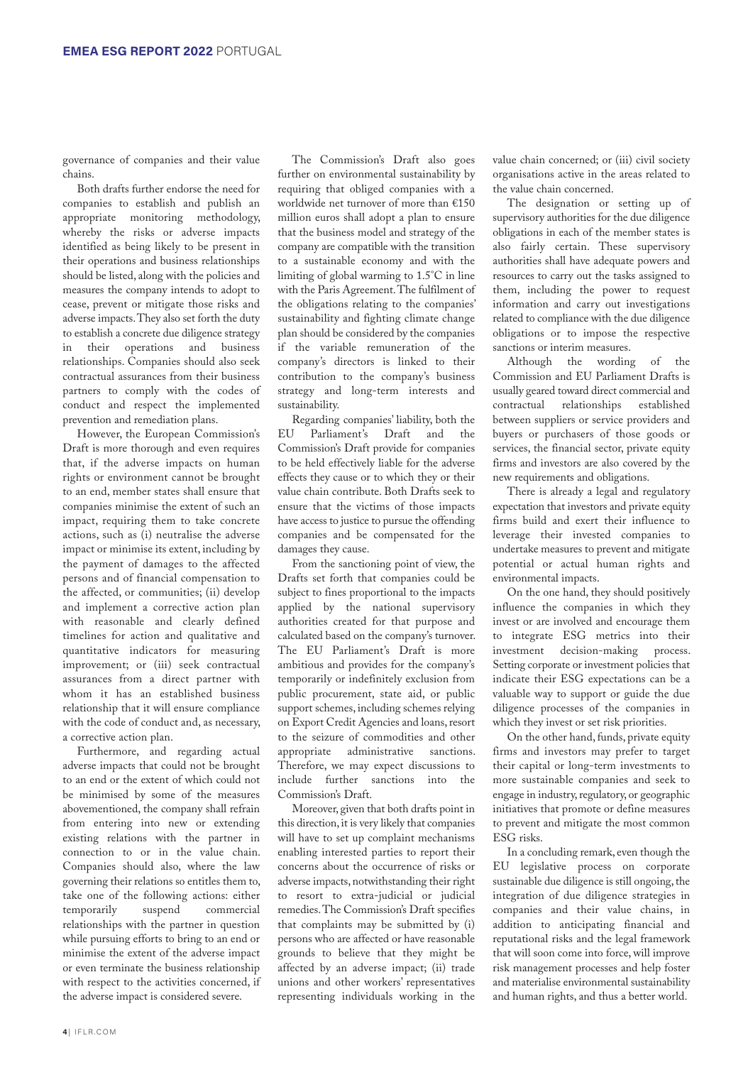governance of companies and their value chains.

Both drafts further endorse the need for companies to establish and publish an appropriate monitoring methodology, whereby the risks or adverse impacts identified as being likely to be present in their operations and business relationships should be listed, along with the policies and measures the company intends to adopt to cease, prevent or mitigate those risks and adverse impacts. They also set forth the duty to establish a concrete due diligence strategy in their operations and business relationships. Companies should also seek contractual assurances from their business partners to comply with the codes of conduct and respect the implemented prevention and remediation plans.

However, the European Commission's Draft is more thorough and even requires that, if the adverse impacts on human rights or environment cannot be brought to an end, member states shall ensure that companies minimise the extent of such an impact, requiring them to take concrete actions, such as (i) neutralise the adverse impact or minimise its extent, including by the payment of damages to the affected persons and of financial compensation to the affected, or communities; (ii) develop and implement a corrective action plan with reasonable and clearly defined timelines for action and qualitative and quantitative indicators for measuring improvement; or (iii) seek contractual assurances from a direct partner with whom it has an established business relationship that it will ensure compliance with the code of conduct and, as necessary, a corrective action plan.

Furthermore, and regarding actual adverse impacts that could not be brought to an end or the extent of which could not be minimised by some of the measures abovementioned, the company shall refrain from entering into new or extending existing relations with the partner in connection to or in the value chain. Companies should also, where the law governing their relations so entitles them to, take one of the following actions: either temporarily suspend commercial relationships with the partner in question while pursuing efforts to bring to an end or minimise the extent of the adverse impact or even terminate the business relationship with respect to the activities concerned, if the adverse impact is considered severe.

The Commission's Draft also goes further on environmental sustainability by requiring that obliged companies with a worldwide net turnover of more than €150 million euros shall adopt a plan to ensure that the business model and strategy of the company are compatible with the transition to a sustainable economy and with the limiting of global warming to 1.5°C in line with the Paris Agreement. The fulfilment of the obligations relating to the companies' sustainability and fighting climate change plan should be considered by the companies if the variable remuneration of the company's directors is linked to their contribution to the company's business strategy and long-term interests and sustainability.

Regarding companies' liability, both the EU Parliament's Draft and the Commission's Draft provide for companies to be held effectively liable for the adverse effects they cause or to which they or their value chain contribute. Both Drafts seek to ensure that the victims of those impacts have access to justice to pursue the offending companies and be compensated for the damages they cause.

From the sanctioning point of view, the Drafts set forth that companies could be subject to fines proportional to the impacts applied by the national supervisory authorities created for that purpose and calculated based on the company's turnover. The EU Parliament's Draft is more ambitious and provides for the company's temporarily or indefinitely exclusion from public procurement, state aid, or public support schemes, including schemes relying on Export Credit Agencies and loans, resort to the seizure of commodities and other appropriate administrative sanctions. Therefore, we may expect discussions to include further sanctions into the Commission's Draft.

Moreover, given that both drafts point in this direction, it is very likely that companies will have to set up complaint mechanisms enabling interested parties to report their concerns about the occurrence of risks or adverse impacts, notwithstanding their right to resort to extra-judicial or judicial remedies. The Commission's Draft specifies that complaints may be submitted by (i) persons who are affected or have reasonable grounds to believe that they might be affected by an adverse impact; (ii) trade unions and other workers' representatives representing individuals working in the value chain concerned; or (iii) civil society organisations active in the areas related to the value chain concerned.

The designation or setting up of supervisory authorities for the due diligence obligations in each of the member states is also fairly certain. These supervisory authorities shall have adequate powers and resources to carry out the tasks assigned to them, including the power to request information and carry out investigations related to compliance with the due diligence obligations or to impose the respective sanctions or interim measures.

Although the wording of the Commission and EU Parliament Drafts is usually geared toward direct commercial and contractual relationships established between suppliers or service providers and buyers or purchasers of those goods or services, the financial sector, private equity firms and investors are also covered by the new requirements and obligations.

There is already a legal and regulatory expectation that investors and private equity firms build and exert their influence to leverage their invested companies to undertake measures to prevent and mitigate potential or actual human rights and environmental impacts.

On the one hand, they should positively influence the companies in which they invest or are involved and encourage them to integrate ESG metrics into their investment decision-making process. Setting corporate or investment policies that indicate their ESG expectations can be a valuable way to support or guide the due diligence processes of the companies in which they invest or set risk priorities.

On the other hand, funds, private equity firms and investors may prefer to target their capital or long-term investments to more sustainable companies and seek to engage in industry, regulatory, or geographic initiatives that promote or define measures to prevent and mitigate the most common ESG risks.

In a concluding remark, even though the EU legislative process on corporate sustainable due diligence is still ongoing, the integration of due diligence strategies in companies and their value chains, in addition to anticipating financial and reputational risks and the legal framework that will soon come into force, will improve risk management processes and help foster and materialise environmental sustainability and human rights, and thus a better world.